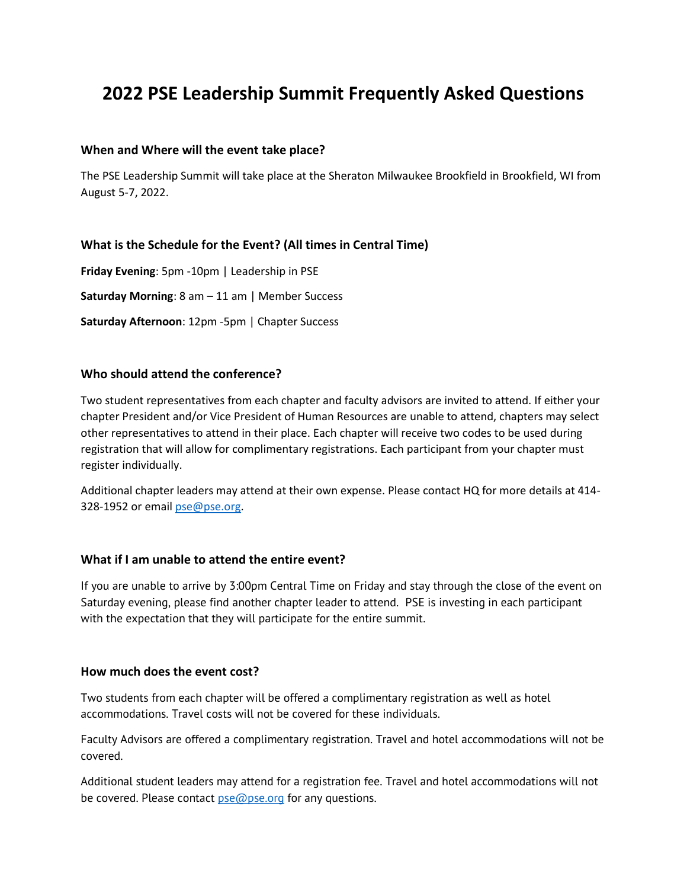# 2022 PSE Leadership Summit Frequently Asked Questions

### When and Where will the event take place?

The PSE Leadership Summit will take place at the Sheraton Milwaukee Brookfield in Brookfield, WI from August 5-7, 2022.

### What is the Schedule for the Event? (All times in Central Time)

**Friday Evening**: 5pm -10pm | Leadership in PSE

**Saturday Morning**: 8 am – 11 am | Member Success

**Saturday Afternoon**: 12pm -5pm | Chapter Success

### Who should attend the conference?

Two student representatives from each chapter and faculty advisors are invited to attend. If either your chapter President and/or Vice President of Human Resources are unable to attend, chapters may select other representatives to attend in their place. Each chapter will receive two codes to be used during registration that will allow for complimentary registrations. Each participant from your chapter must register individually.

Additional chapter leaders may attend at their own expense. Please contact HQ for more details at 414-328-1952 or email pse@pse.org.

### What if I am unable to attend the entire event?

If you are unable to arrive by 3:00pm Central Time on Friday and stay through the close of the event on Saturday evening, please find another chapter leader to attend. PSE is investing in each participant with the expectation that they will participate for the entire summit.

### How much does the event cost?

Two students from each chapter will be offered a complimentary registration as well as hotel accommodations. Travel costs will not be covered for these individuals.

Faculty Advisors are offered a complimentary registration. Travel and hotel accommodations will not be covered.

Additional student leaders may attend for a registration fee. Travel and hotel accommodations will not be covered. Please contact pse@pse.org for any questions.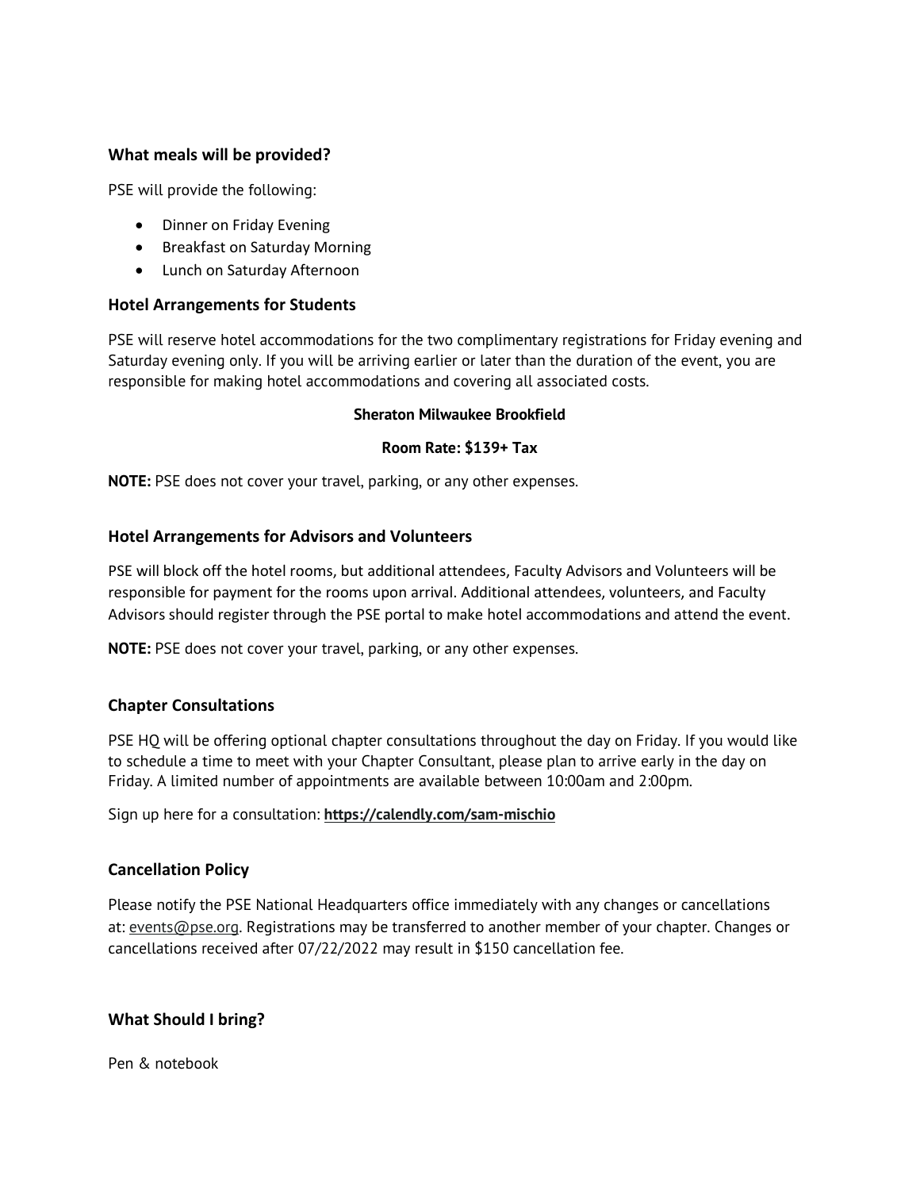### What meals will be provided?

PSE will provide the following:

- Dinner on Friday Evening
- Breakfast on Saturday Morning
- Lunch on Saturday Afternoon

### Hotel Arrangements for Students

PSE will reserve hotel accommodations for the two complimentary registrations for Friday evening and Saturday evening only. If you will be arriving earlier or later than the duration of the event, you are responsible for making hotel accommodations and covering all associated costs.

**Sheraton Milwaukee Brookfield**

**Room Rate: $139+ Tax**

**NOTE:** PSE does not cover your travel, parking, or any other expenses.

### Hotel Arrangements for Advisors and Volunteers

PSE will block off the hotel rooms, but additional attendees, Faculty Advisors and Volunteers will be responsible for payment for the rooms upon arrival. Additional attendees, volunteers, and Faculty Advisors should register through the PSE portal to make hotel accommodations and attend the event.

**NOTE:** PSE does not cover your travel, parking, or any other expenses.

### Chapter Consultations

PSE HQ will be offering optional chapter consultations throughout the day on Friday. If you would like to schedule a time to meet with your Chapter Consultant, please plan to arrive early in the day on Friday. A limited number of appointments are available between 10:00am and 2:00pm.

Sign up here for a consultation: **https://calendly.com/sam-mischio**

### Cancellation Policy

Please notify the PSE National Headquarters office immediately with any changes or cancellations at: events@pse.org. Registrations may be transferred to another member of your chapter. Changes or cancellations received after 07/22/2022 may result in $150 cancellation fee.

### What Should I bring?

Pen & notebook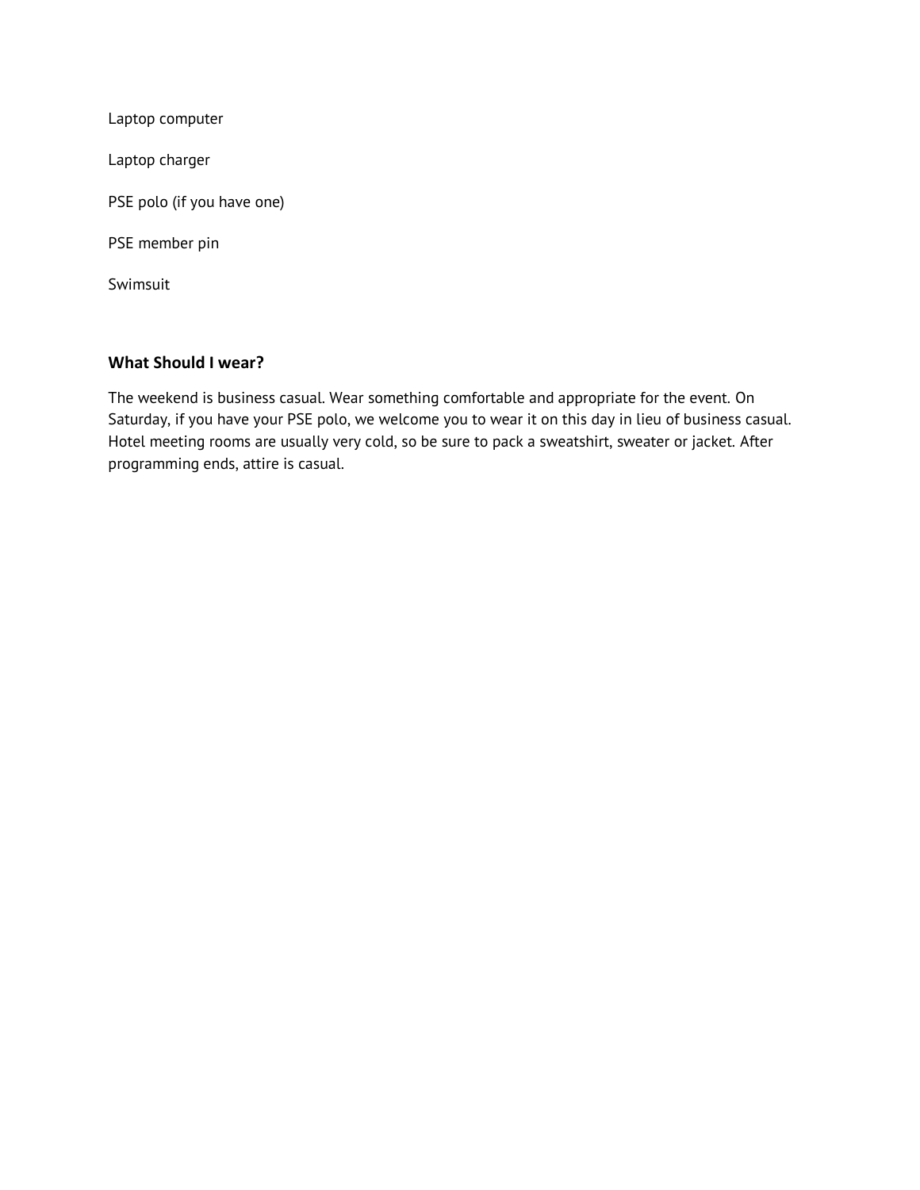Laptop computer

Laptop charger

PSE polo (if you have one)

PSE member pin

Swimsuit

### What Should I wear?

The weekend is business casual. Wear something comfortable and appropriate for the event. On Saturday, if you have your PSE polo, we welcome you to wear it on this day in lieu of business casual. Hotel meeting rooms are usually very cold, so be sure to pack a sweatshirt, sweater or jacket. After programming ends, attire is casual.